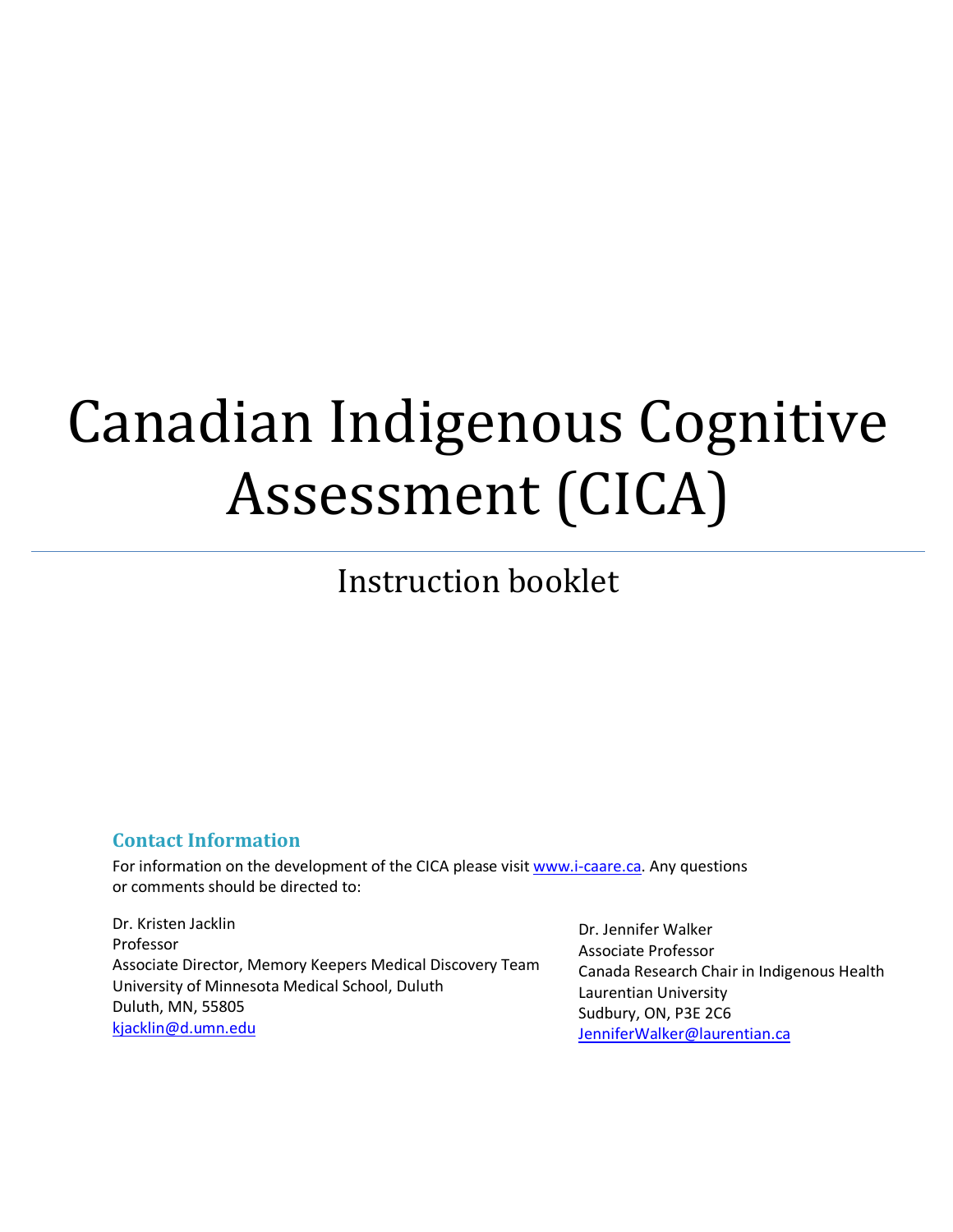# Canadian Indigenous Cognitive Assessment (CICA)

---

## Instruction booklet

### Contact Information

For information on the development of the CICA please visit [www.i-caare.ca](http://www.i-caare.ca). Any questions or comments should be directed to:

Dr. Kristen Jacklin
Professor
Associate Director, Memory Keepers Medical Discovery Team
University of Minnesota Medical School, Duluth
Duluth, MN, 55805
[kjacklin@d.umn.edu](mailto:kjacklin@d.umn.edu)

Dr. Jennifer Walker
Associate Professor
Canada Research Chair in Indigenous Health
Laurentian University
Sudbury, ON, P3E 2C6
[JenniferWalker@laurentian.ca](mailto:JenniferWalker@laurentian.ca)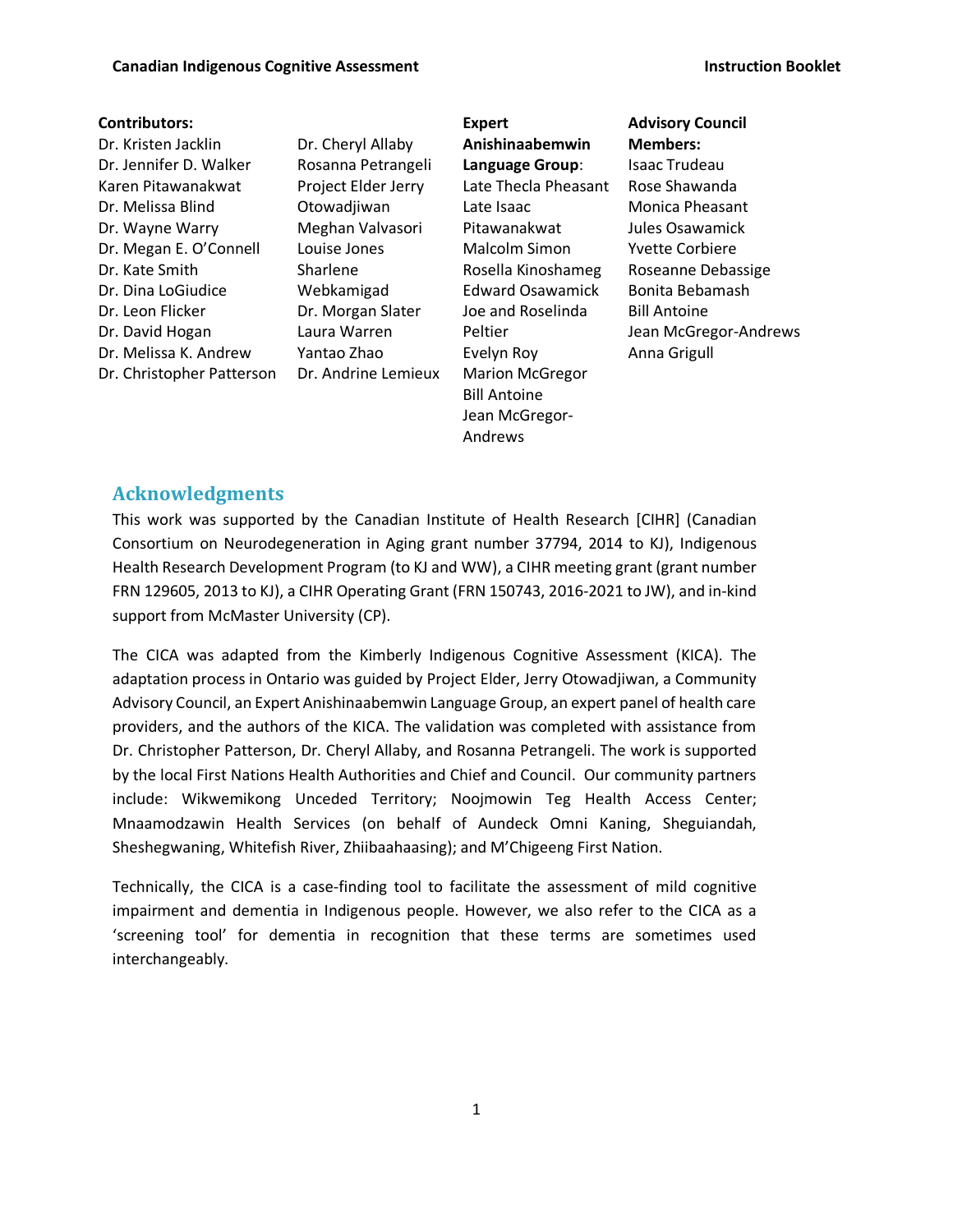**Contributors:**

Dr. Kristen Jacklin
Dr. Jennifer D. Walker
Karen Pitawanakwat
Dr. Melissa Blind
Dr. Wayne Warry
Dr. Megan E. O'Connell
Dr. Kate Smith
Dr. Dina LoGiudice
Dr. Leon Flicker
Dr. David Hogan
Dr. Melissa K. Andrew
Dr. Christopher Patterson
Dr. Cheryl Allaby
Rosanna Petrangeli
Project Elder Jerry Otowadjiwan
Meghan Valvasori
Louise Jones
Sharlene Webkamigad
Dr. Morgan Slater
Laura Warren
Yantao Zhao
Dr. Andrine Lemieux

**Expert Anishinaabemwin Language Group**:

Late Thecla Pheasant
Late Isaac Pitawanakwat
Malcolm Simon
Rosella Kinoshameg
Edward Osawamick
Joe and Roselinda Peltier
Evelyn Roy
Marion McGregor
Bill Antoine
Jean McGregor-Andrews

**Advisory Council Members:**

Isaac Trudeau
Rose Shawanda
Monica Pheasant
Jules Osawamick
Yvette Corbiere
Roseanne Debassige
Bonita Bebamash
Bill Antoine
Jean McGregor-Andrews
Anna Grigull

## Acknowledgments

This work was supported by the Canadian Institute of Health Research [CIHR] (Canadian Consortium on Neurodegeneration in Aging grant number 37794, 2014 to KJ), Indigenous Health Research Development Program (to KJ and WW), a CIHR meeting grant (grant number FRN 129605, 2013 to KJ), a CIHR Operating Grant (FRN 150743, 2016-2021 to JW), and in-kind support from McMaster University (CP).

The CICA was adapted from the Kimberly Indigenous Cognitive Assessment (KICA). The adaptation process in Ontario was guided by Project Elder, Jerry Otowadjiwan, a Community Advisory Council, an Expert Anishinaabemwin Language Group, an expert panel of health care providers, and the authors of the KICA. The validation was completed with assistance from Dr. Christopher Patterson, Dr. Cheryl Allaby, and Rosanna Petrangeli. The work is supported by the local First Nations Health Authorities and Chief and Council. Our community partners include: Wikwemikong Unceded Territory; Noojmowin Teg Health Access Center; Mnaamodzawin Health Services (on behalf of Aundeck Omni Kaning, Sheguiandah, Sheshegwaning, Whitefish River, Zhiibaahaasing); and M'Chigeeng First Nation.

Technically, the CICA is a case-finding tool to facilitate the assessment of mild cognitive impairment and dementia in Indigenous people. However, we also refer to the CICA as a 'screening tool' for dementia in recognition that these terms are sometimes used interchangeably.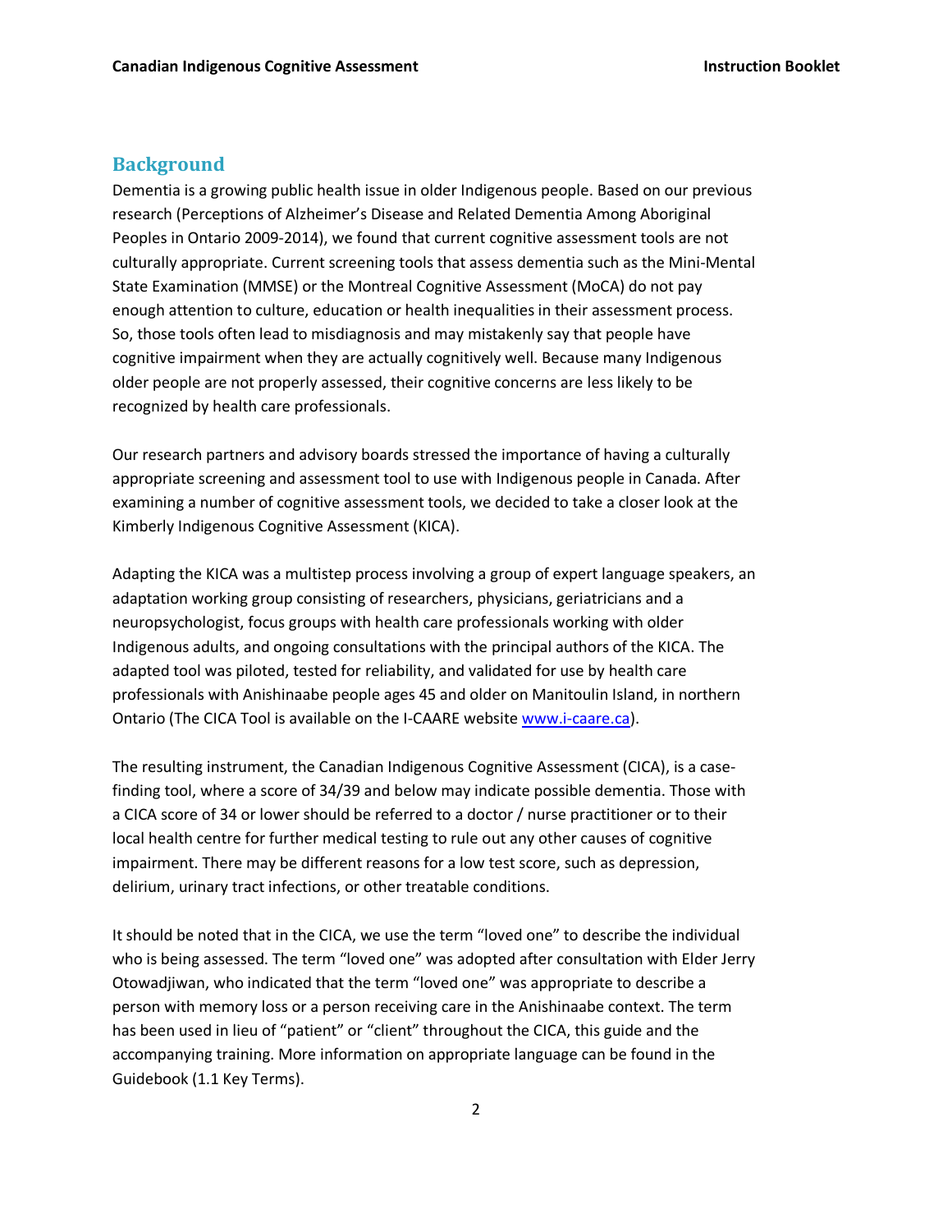## Background

Dementia is a growing public health issue in older Indigenous people. Based on our previous research (Perceptions of Alzheimer's Disease and Related Dementia Among Aboriginal Peoples in Ontario 2009-2014), we found that current cognitive assessment tools are not culturally appropriate. Current screening tools that assess dementia such as the Mini-Mental State Examination (MMSE) or the Montreal Cognitive Assessment (MoCA) do not pay enough attention to culture, education or health inequalities in their assessment process. So, those tools often lead to misdiagnosis and may mistakenly say that people have cognitive impairment when they are actually cognitively well. Because many Indigenous older people are not properly assessed, their cognitive concerns are less likely to be recognized by health care professionals.

Our research partners and advisory boards stressed the importance of having a culturally appropriate screening and assessment tool to use with Indigenous people in Canada. After examining a number of cognitive assessment tools, we decided to take a closer look at the Kimberly Indigenous Cognitive Assessment (KICA).

Adapting the KICA was a multistep process involving a group of expert language speakers, an adaptation working group consisting of researchers, physicians, geriatricians and a neuropsychologist, focus groups with health care professionals working with older Indigenous adults, and ongoing consultations with the principal authors of the KICA. The adapted tool was piloted, tested for reliability, and validated for use by health care professionals with Anishinaabe people ages 45 and older on Manitoulin Island, in northern Ontario (The CICA Tool is available on the I-CAARE website [www.i-caare.ca](www.i-caare.ca)).

The resulting instrument, the Canadian Indigenous Cognitive Assessment (CICA), is a case-finding tool, where a score of 34/39 and below may indicate possible dementia. Those with a CICA score of 34 or lower should be referred to a doctor / nurse practitioner or to their local health centre for further medical testing to rule out any other causes of cognitive impairment. There may be different reasons for a low test score, such as depression, delirium, urinary tract infections, or other treatable conditions.

It should be noted that in the CICA, we use the term "loved one" to describe the individual who is being assessed. The term "loved one" was adopted after consultation with Elder Jerry Otowadjiwan, who indicated that the term "loved one" was appropriate to describe a person with memory loss or a person receiving care in the Anishinaabe context. The term has been used in lieu of "patient" or "client" throughout the CICA, this guide and the accompanying training. More information on appropriate language can be found in the Guidebook (1.1 Key Terms).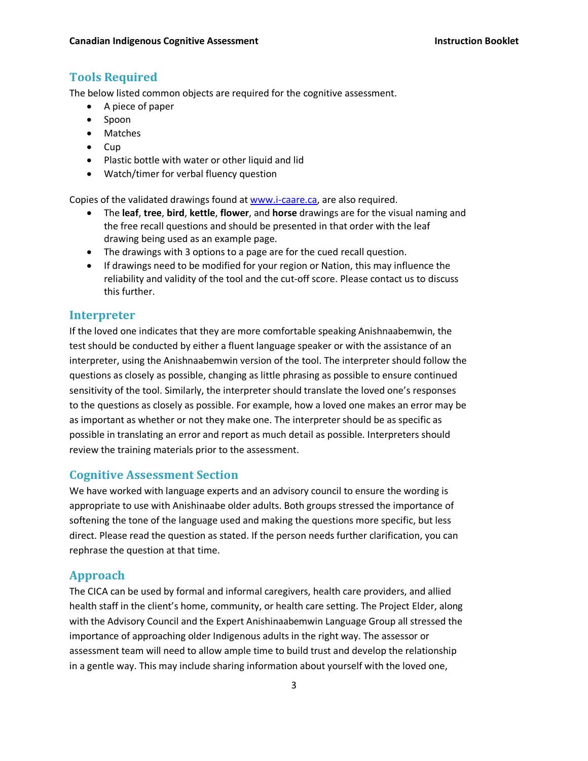## Tools Required

The below listed common objects are required for the cognitive assessment.

- A piece of paper
- Spoon
- Matches
- Cup
- Plastic bottle with water or other liquid and lid
- Watch/timer for verbal fluency question

Copies of the validated drawings found at www.i-caare.ca, are also required.

- The **leaf**, **tree**, **bird**, **kettle**, **flower**, and **horse** drawings are for the visual naming and the free recall questions and should be presented in that order with the leaf drawing being used as an example page.
- The drawings with 3 options to a page are for the cued recall question.
- If drawings need to be modified for your region or Nation, this may influence the reliability and validity of the tool and the cut-off score. Please contact us to discuss this further.

## Interpreter

If the loved one indicates that they are more comfortable speaking Anishnaabemwin, the test should be conducted by either a fluent language speaker or with the assistance of an interpreter, using the Anishnaabemwin version of the tool. The interpreter should follow the questions as closely as possible, changing as little phrasing as possible to ensure continued sensitivity of the tool. Similarly, the interpreter should translate the loved one's responses to the questions as closely as possible. For example, how a loved one makes an error may be as important as whether or not they make one. The interpreter should be as specific as possible in translating an error and report as much detail as possible. Interpreters should review the training materials prior to the assessment.

## Cognitive Assessment Section

We have worked with language experts and an advisory council to ensure the wording is appropriate to use with Anishinaabe older adults. Both groups stressed the importance of softening the tone of the language used and making the questions more specific, but less direct. Please read the question as stated. If the person needs further clarification, you can rephrase the question at that time.

## Approach

The CICA can be used by formal and informal caregivers, health care providers, and allied health staff in the client's home, community, or health care setting. The Project Elder, along with the Advisory Council and the Expert Anishinaabemwin Language Group all stressed the importance of approaching older Indigenous adults in the right way. The assessor or assessment team will need to allow ample time to build trust and develop the relationship in a gentle way. This may include sharing information about yourself with the loved one,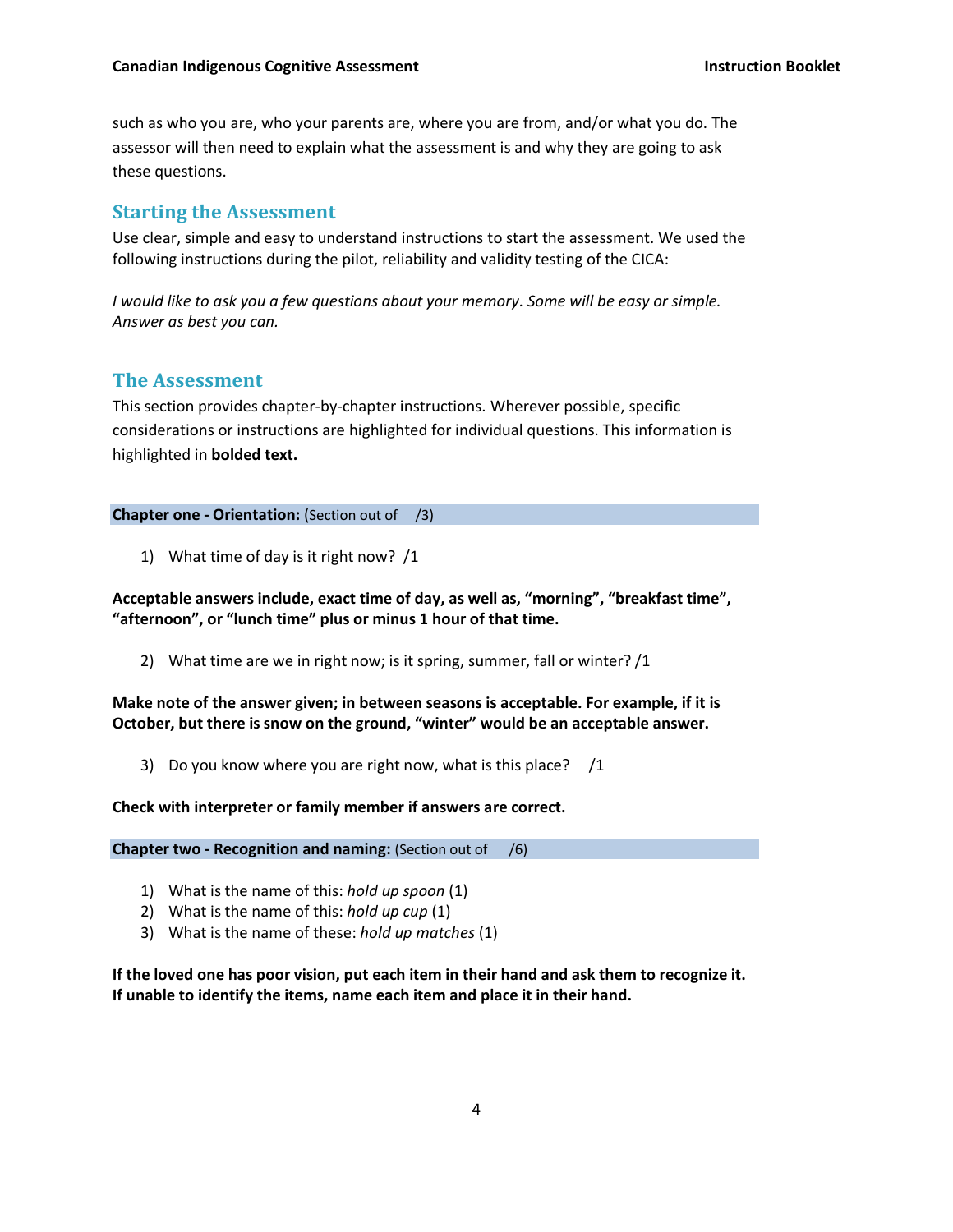such as who you are, who your parents are, where you are from, and/or what you do. The assessor will then need to explain what the assessment is and why they are going to ask these questions.

## Starting the Assessment

Use clear, simple and easy to understand instructions to start the assessment. We used the following instructions during the pilot, reliability and validity testing of the CICA:

*I would like to ask you a few questions about your memory. Some will be easy or simple. Answer as best you can.*

## The Assessment

This section provides chapter-by-chapter instructions. Wherever possible, specific considerations or instructions are highlighted for individual questions. This information is highlighted in **bolded text.**

**Chapter one - Orientation:** (Section out of /3)

1) What time of day is it right now? /1

**Acceptable answers include, exact time of day, as well as, "morning", "breakfast time", "afternoon", or "lunch time" plus or minus 1 hour of that time.**

2) What time are we in right now; is it spring, summer, fall or winter? /1

**Make note of the answer given; in between seasons is acceptable. For example, if it is October, but there is snow on the ground, "winter" would be an acceptable answer.**

3) Do you know where you are right now, what is this place? /1

**Check with interpreter or family member if answers are correct.**

**Chapter two - Recognition and naming:** (Section out of /6)

1) What is the name of this: *hold up spoon* (1)
2) What is the name of this: *hold up cup* (1)
3) What is the name of these: *hold up matches* (1)

**If the loved one has poor vision, put each item in their hand and ask them to recognize it. If unable to identify the items, name each item and place it in their hand.**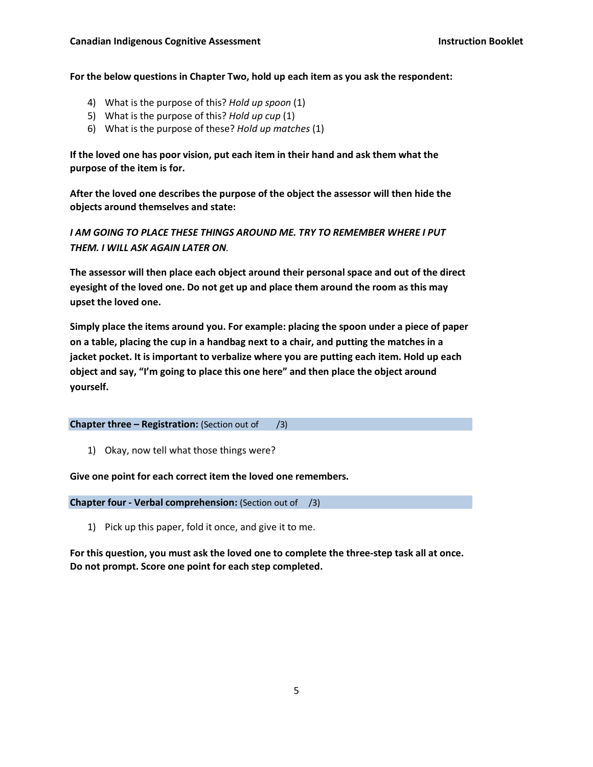**For the below questions in Chapter Two, hold up each item as you ask the respondent:**

4) What is the purpose of this? *Hold up spoon* (1)
5) What is the purpose of this? *Hold up cup* (1)
6) What is the purpose of these? *Hold up matches* (1)

**If the loved one has poor vision, put each item in their hand and ask them what the purpose of the item is for.**

**After the loved one describes the purpose of the object the assessor will then hide the objects around themselves and state:**

***I AM GOING TO PLACE THESE THINGS AROUND ME. TRY TO REMEMBER WHERE I PUT THEM. I WILL ASK AGAIN LATER ON.***

**The assessor will then place each object around their personal space and out of the direct eyesight of the loved one. Do not get up and place them around the room as this may upset the loved one.**

**Simply place the items around you. For example: placing the spoon under a piece of paper on a table, placing the cup in a handbag next to a chair, and putting the matches in a jacket pocket. It is important to verbalize where you are putting each item. Hold up each object and say, "I'm going to place this one here" and then place the object around yourself.**

## Chapter three – Registration: (Section out of /3)

1) Okay, now tell what those things were?

**Give one point for each correct item the loved one remembers.**

## Chapter four - Verbal comprehension: (Section out of /3)

1) Pick up this paper, fold it once, and give it to me.

**For this question, you must ask the loved one to complete the three-step task all at once. Do not prompt. Score one point for each step completed.**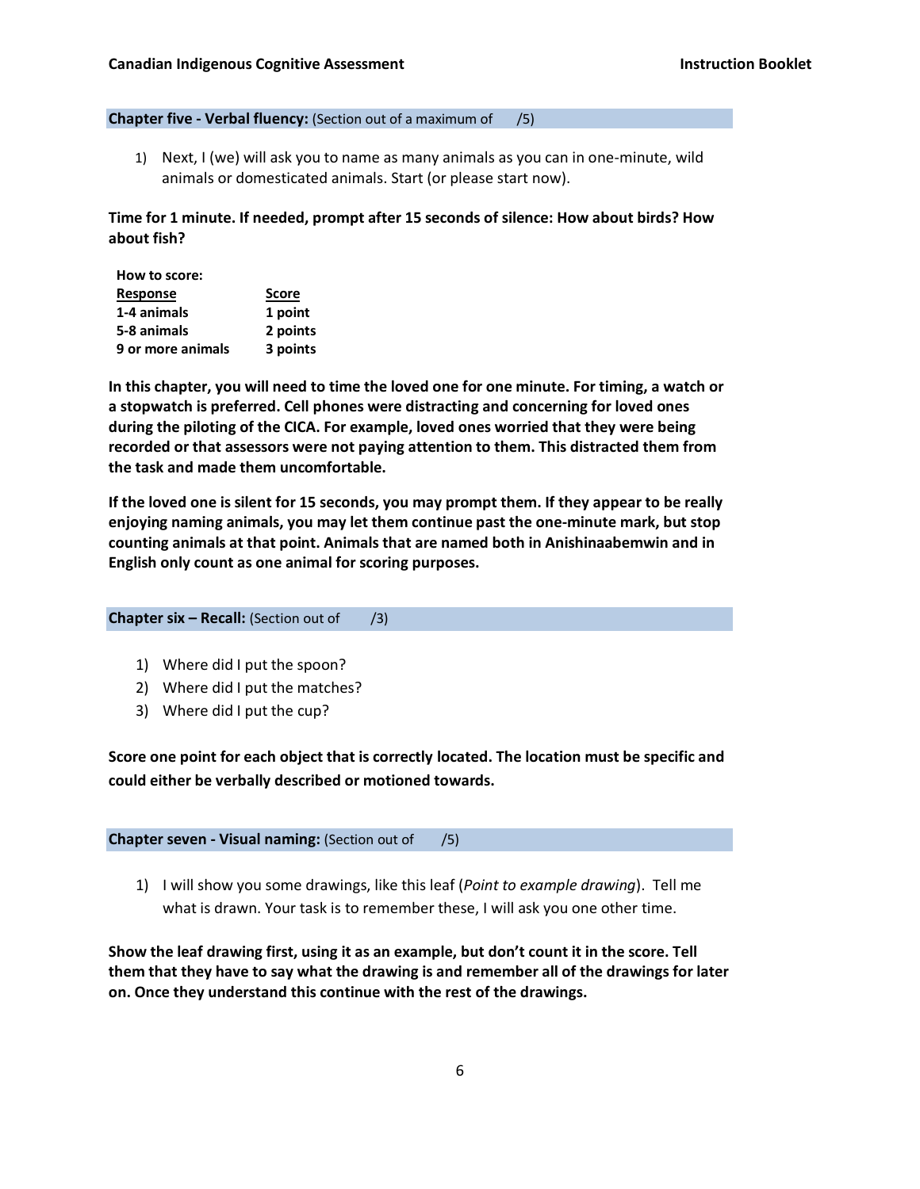**Chapter five - Verbal fluency:** (Section out of a maximum of /5)

1) Next, I (we) will ask you to name as many animals as you can in one-minute, wild animals or domesticated animals. Start (or please start now).

**Time for 1 minute. If needed, prompt after 15 seconds of silence: How about birds? How about fish?**

**How to score:**

| Response | Score |
|---|---|
| **1-4 animals** | **1 point** |
| **5-8 animals** | **2 points** |
| **9 or more animals** | **3 points** |

**In this chapter, you will need to time the loved one for one minute. For timing, a watch or a stopwatch is preferred. Cell phones were distracting and concerning for loved ones during the piloting of the CICA. For example, loved ones worried that they were being recorded or that assessors were not paying attention to them. This distracted them from the task and made them uncomfortable.**

**If the loved one is silent for 15 seconds, you may prompt them. If they appear to be really enjoying naming animals, you may let them continue past the one-minute mark, but stop counting animals at that point. Animals that are named both in Anishinaabemwin and in English only count as one animal for scoring purposes.**

**Chapter six – Recall:** (Section out of /3)

1) Where did I put the spoon?
2) Where did I put the matches?
3) Where did I put the cup?

**Score one point for each object that is correctly located. The location must be specific and could either be verbally described or motioned towards.**

**Chapter seven - Visual naming:** (Section out of /5)

1) I will show you some drawings, like this leaf (*Point to example drawing*). Tell me what is drawn. Your task is to remember these, I will ask you one other time.

**Show the leaf drawing first, using it as an example, but don't count it in the score. Tell them that they have to say what the drawing is and remember all of the drawings for later on. Once they understand this continue with the rest of the drawings.**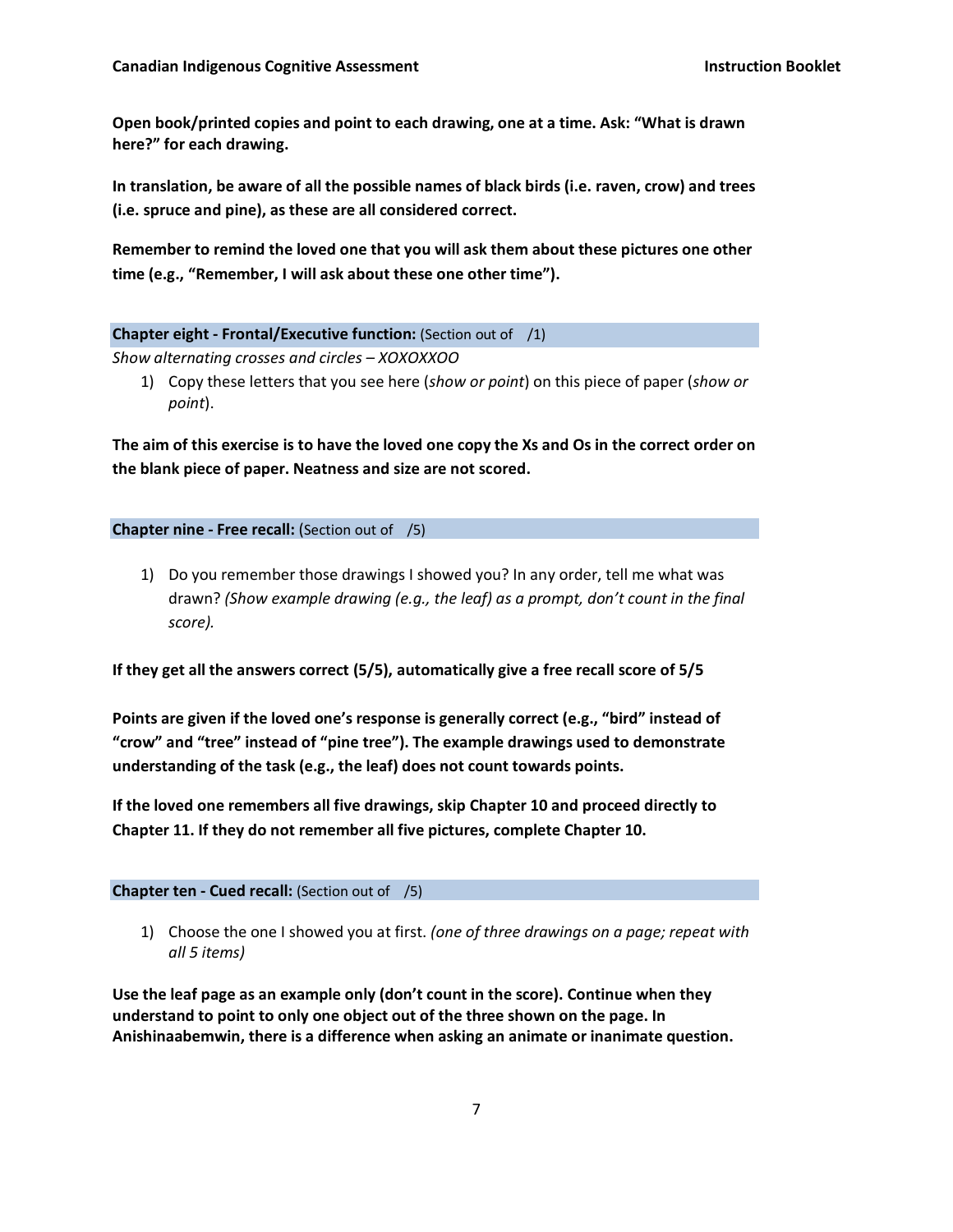**Open book/printed copies and point to each drawing, one at a time. Ask: "What is drawn here?" for each drawing.**

**In translation, be aware of all the possible names of black birds (i.e. raven, crow) and trees (i.e. spruce and pine), as these are all considered correct.**

**Remember to remind the loved one that you will ask them about these pictures one other time (e.g., "Remember, I will ask about these one other time").**

### **Chapter eight - Frontal/Executive function:** (Section out of /1)

*Show alternating crosses and circles – XOXOXXOO*

1) Copy these letters that you see here (*show or point*) on this piece of paper (*show or point*).

**The aim of this exercise is to have the loved one copy the Xs and Os in the correct order on the blank piece of paper. Neatness and size are not scored.**

### **Chapter nine - Free recall:** (Section out of /5)

1) Do you remember those drawings I showed you? In any order, tell me what was drawn? *(Show example drawing (e.g., the leaf) as a prompt, don't count in the final score).*

**If they get all the answers correct (5/5), automatically give a free recall score of 5/5**

**Points are given if the loved one's response is generally correct (e.g., "bird" instead of "crow" and "tree" instead of "pine tree"). The example drawings used to demonstrate understanding of the task (e.g., the leaf) does not count towards points.**

**If the loved one remembers all five drawings, skip Chapter 10 and proceed directly to Chapter 11. If they do not remember all five pictures, complete Chapter 10.**

### **Chapter ten - Cued recall:** (Section out of /5)

1) Choose the one I showed you at first. *(one of three drawings on a page; repeat with all 5 items)*

**Use the leaf page as an example only (don't count in the score). Continue when they understand to point to only one object out of the three shown on the page. In Anishinaabemwin, there is a difference when asking an animate or inanimate question.**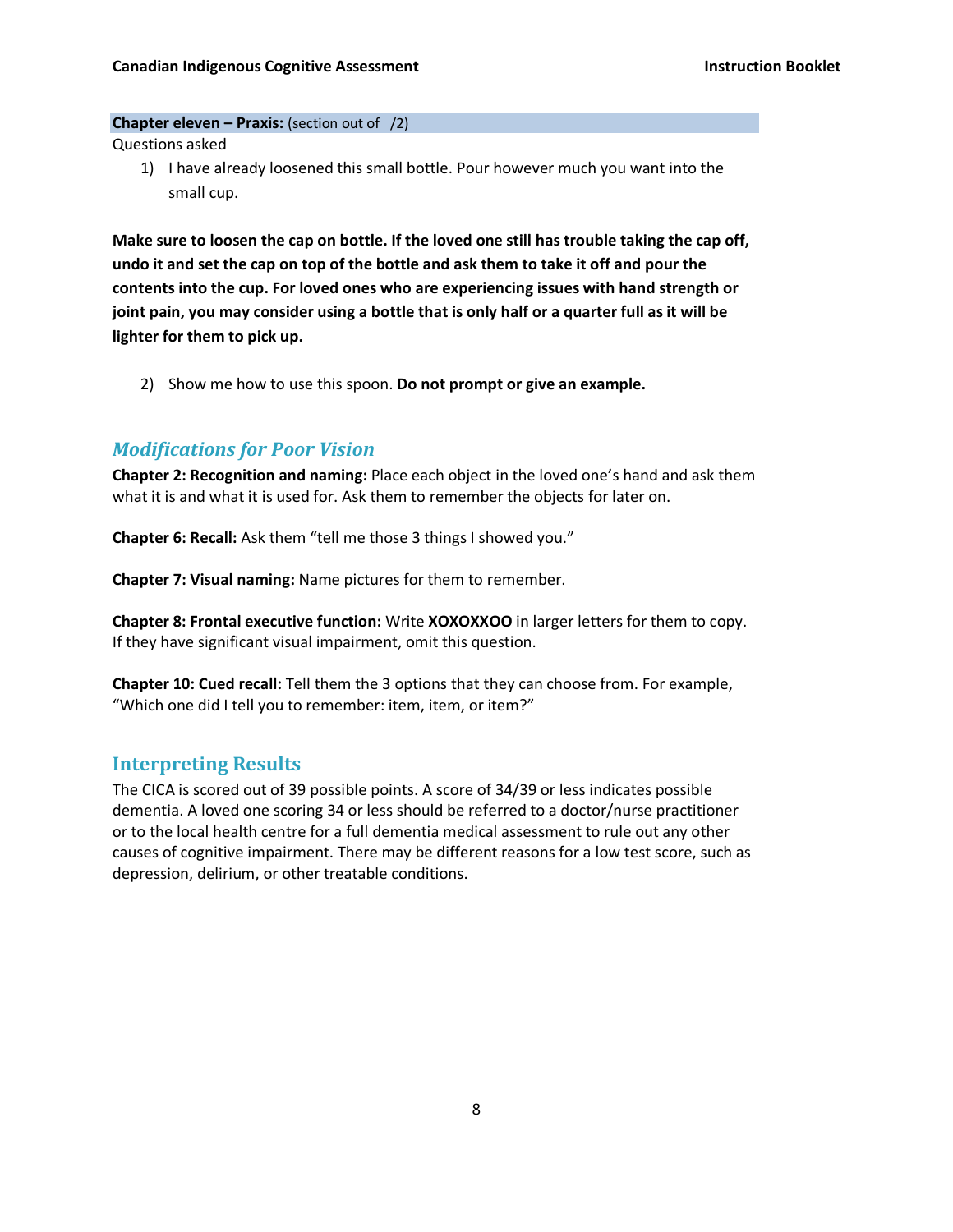**Chapter eleven – Praxis:** (section out of /2)

Questions asked

1) I have already loosened this small bottle. Pour however much you want into the small cup.

**Make sure to loosen the cap on bottle. If the loved one still has trouble taking the cap off, undo it and set the cap on top of the bottle and ask them to take it off and pour the contents into the cup. For loved ones who are experiencing issues with hand strength or joint pain, you may consider using a bottle that is only half or a quarter full as it will be lighter for them to pick up.**

2) Show me how to use this spoon. **Do not prompt or give an example.**

## *Modifications for Poor Vision*

**Chapter 2: Recognition and naming:** Place each object in the loved one's hand and ask them what it is and what it is used for. Ask them to remember the objects for later on.

**Chapter 6: Recall:** Ask them "tell me those 3 things I showed you."

**Chapter 7: Visual naming:** Name pictures for them to remember.

**Chapter 8: Frontal executive function:** Write **XOXOXXOO** in larger letters for them to copy. If they have significant visual impairment, omit this question.

**Chapter 10: Cued recall:** Tell them the 3 options that they can choose from. For example, "Which one did I tell you to remember: item, item, or item?"

## Interpreting Results

The CICA is scored out of 39 possible points. A score of 34/39 or less indicates possible dementia. A loved one scoring 34 or less should be referred to a doctor/nurse practitioner or to the local health centre for a full dementia medical assessment to rule out any other causes of cognitive impairment. There may be different reasons for a low test score, such as depression, delirium, or other treatable conditions.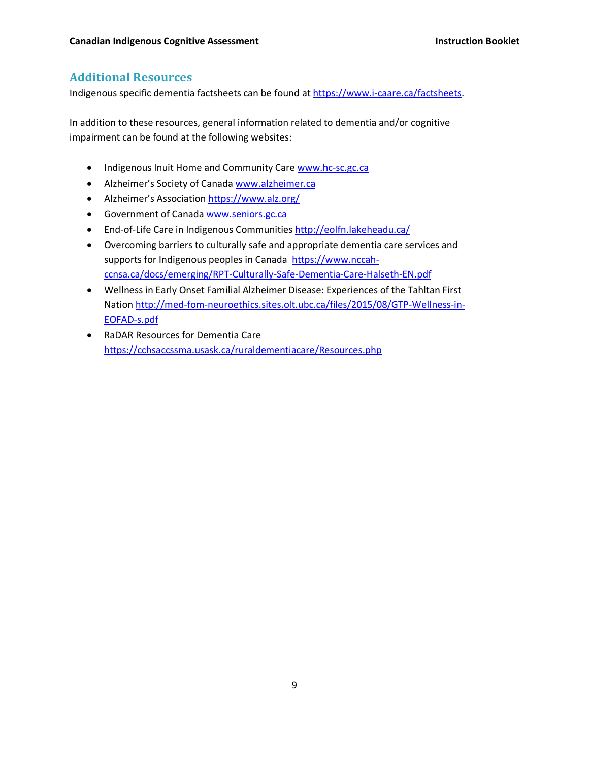## Additional Resources

Indigenous specific dementia factsheets can be found at https://www.i-caare.ca/factsheets.

In addition to these resources, general information related to dementia and/or cognitive impairment can be found at the following websites:

- Indigenous Inuit Home and Community Care www.hc-sc.gc.ca
- Alzheimer's Society of Canada www.alzheimer.ca
- Alzheimer's Association https://www.alz.org/
- Government of Canada www.seniors.gc.ca
- End-of-Life Care in Indigenous Communities http://eolfn.lakeheadu.ca/
- Overcoming barriers to culturally safe and appropriate dementia care services and supports for Indigenous peoples in Canada https://www.nccah-ccnsa.ca/docs/emerging/RPT-Culturally-Safe-Dementia-Care-Halseth-EN.pdf
- Wellness in Early Onset Familial Alzheimer Disease: Experiences of the Tahltan First Nation http://med-fom-neuroethics.sites.olt.ubc.ca/files/2015/08/GTP-Wellness-in-EOFAD-s.pdf
- RaDAR Resources for Dementia Care https://cchsaccssma.usask.ca/ruraldementiacare/Resources.php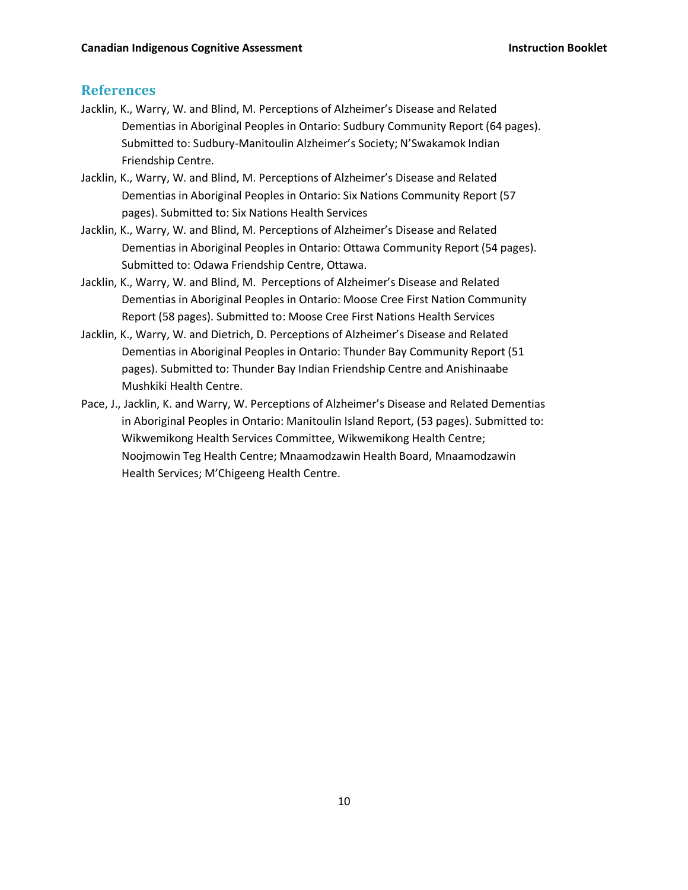## References

Jacklin, K., Warry, W. and Blind, M. Perceptions of Alzheimer's Disease and Related Dementias in Aboriginal Peoples in Ontario: Sudbury Community Report (64 pages). Submitted to: Sudbury-Manitoulin Alzheimer's Society; N'Swakamok Indian Friendship Centre.

Jacklin, K., Warry, W. and Blind, M. Perceptions of Alzheimer's Disease and Related Dementias in Aboriginal Peoples in Ontario: Six Nations Community Report (57 pages). Submitted to: Six Nations Health Services

Jacklin, K., Warry, W. and Blind, M. Perceptions of Alzheimer's Disease and Related Dementias in Aboriginal Peoples in Ontario: Ottawa Community Report (54 pages). Submitted to: Odawa Friendship Centre, Ottawa.

Jacklin, K., Warry, W. and Blind, M. Perceptions of Alzheimer's Disease and Related Dementias in Aboriginal Peoples in Ontario: Moose Cree First Nation Community Report (58 pages). Submitted to: Moose Cree First Nations Health Services

Jacklin, K., Warry, W. and Dietrich, D. Perceptions of Alzheimer's Disease and Related Dementias in Aboriginal Peoples in Ontario: Thunder Bay Community Report (51 pages). Submitted to: Thunder Bay Indian Friendship Centre and Anishinaabe Mushkiki Health Centre.

Pace, J., Jacklin, K. and Warry, W. Perceptions of Alzheimer's Disease and Related Dementias in Aboriginal Peoples in Ontario: Manitoulin Island Report, (53 pages). Submitted to: Wikwemikong Health Services Committee, Wikwemikong Health Centre; Noojmowin Teg Health Centre; Mnaamodzawin Health Board, Mnaamodzawin Health Services; M'Chigeeng Health Centre.